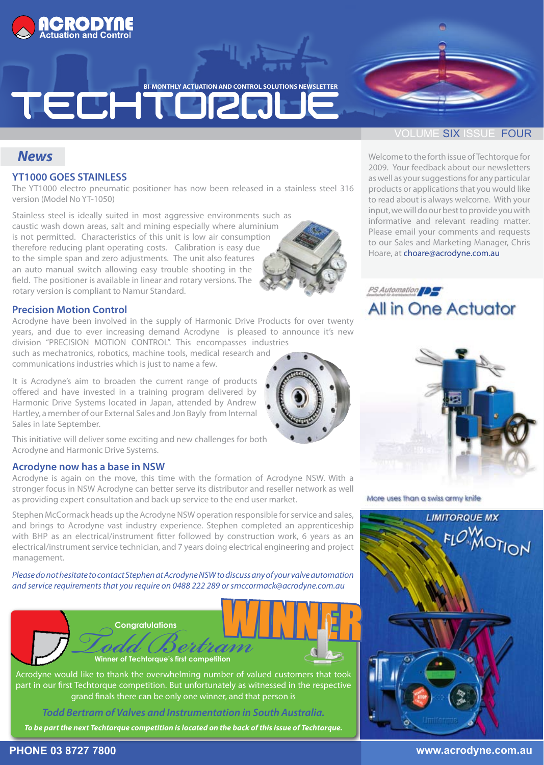# TECHTORQUE

BI-MONTHLY ACTUATION AND CONTROL SOLUTIONS NEWSLETTER

VOLUME SIX ISSUE FOUR

## News

### YT1000 GOES STAINLESS

The YT1000 electro pneumatic positioner has now been released in a stainless steel 316 version (Model No YT-1050)

Stainless steel is ideally suited in most aggressive environments such as caustic wash down areas, salt and mining especially where aluminium is not permitted. Characteristics of this unit is low air consumption therefore reducing plant operating costs. Calibration is easy due to the simple span and zero adjustments. The unit also features an auto manual switch allowing easy trouble shooting in the field. The positioner is available in linear and rotary versions. The rotary version is compliant to Namur Standard.

### Precision Motion Control

Acrodyne have been involved in the supply of Harmonic Drive Products for over twenty years, and due to ever increasing demand Acrodyne is pleased to announce it's new division "PRECISION MOTION CONTROL". This encompasses industries such as mechatronics, robotics, machine tools, medical research and communications industries which is just to name a few.

It is Acrodyne's aim to broaden the current range of products offered and have invested in a training program delivered by Harmonic Drive Systems located in Japan, attended by Andrew Hartley, a member of our External Sales and Jon Bayly from Internal Sales in late September.

This initiative will deliver some exciting and new challenges for both Acrodyne and Harmonic Drive Systems.

### Acrodyne now has a base in NSW

Acrodyne is again on the move, this time with the formation of Acrodyne NSW. With a stronger focus in NSW Acrodyne can better serve its distributor and reseller network as well as providing expert consultation and back up service to the end user market.

Stephen McCormack heads up the Acrodyne NSW operation responsible for service and sales, and brings to Acrodyne vast industry experience. Stephen completed an apprenticeship with BHP as an electrical/instrument fitter followed by construction work, 6 years as an electrical/instrument service technician, and 7 years doing electrical engineering and project management.

*Please do not hesitate to contact Stephen at Acrodyne NSW to discuss any of your valve automation and service requirements that you require on 0488 222 289 or smccormack@acrodyne.com.au*

### WINNER

Congratulations

*Todd Bertram*

Winner of Techtorque's first competition

Acrodyne would like to thank the overwhelming number of valued customers that took part in our first Techtorque competition. But unfortunately as witnessed in the respective grand finals there can be only one winner, and that person is

*Todd Bertram of Valves and Instrumentation in South Australia.*

***To be part the next Techtorque competition is located on the back of this issue of Techtorque.***

---

Welcome to the forth issue of Techtorque for 2009. Your feedback about our newsletters as well as your suggestions for any particular products or applications that you would like to read about is always welcome. With your input, we will do our best to provide you with informative and relevant reading matter. Please email your comments and requests to our Sales and Marketing Manager, Chris Hoare, at choare@acrodyne.com.au

PS Automation

### All in One Actuator

More uses than a swiss army knife

LIMITORQUE MX

FLOW MOTION

PHONE 03 8727 7800

www.acrodyne.com.au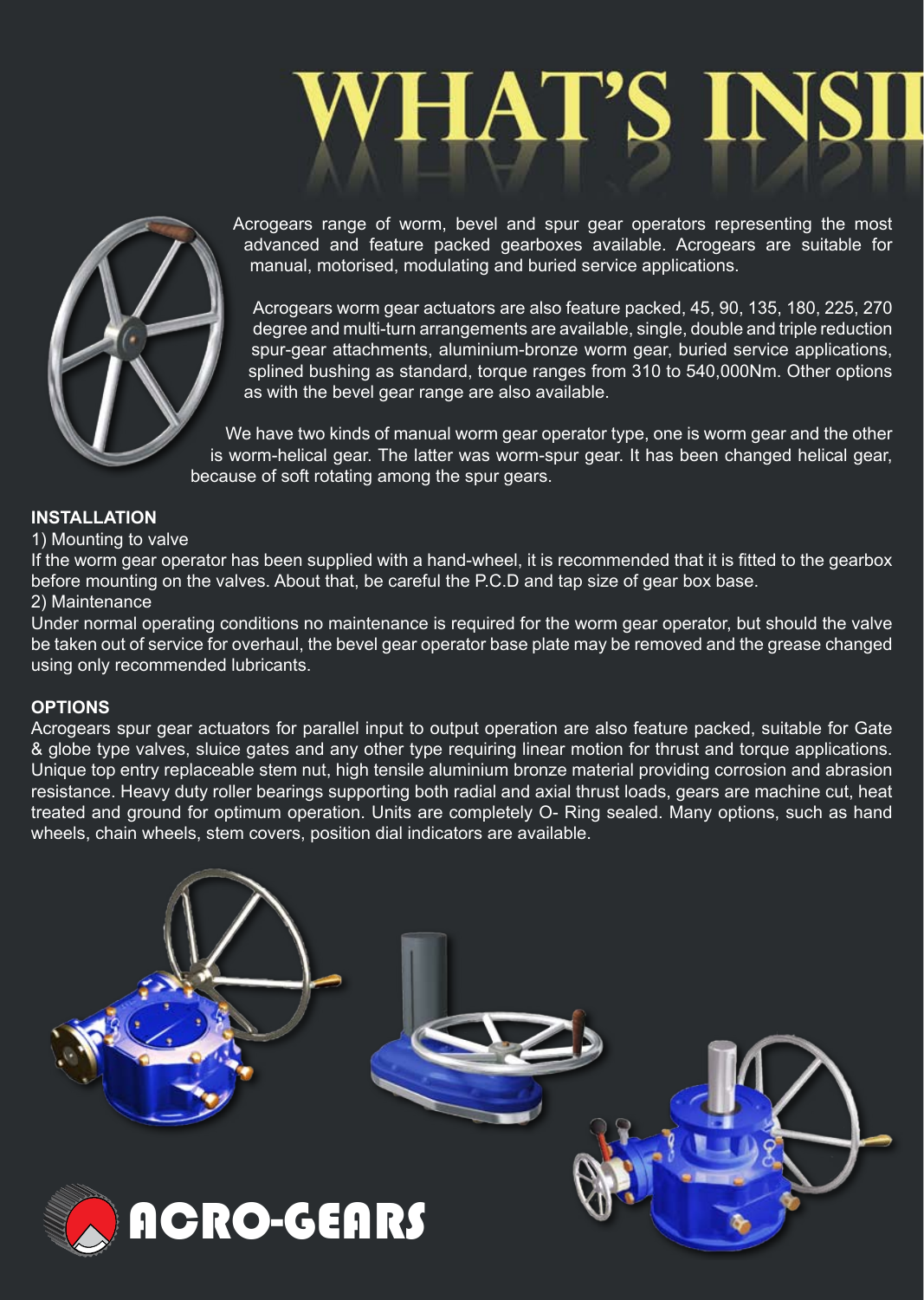# WHAT'S INSI

Acrogears range of worm, bevel and spur gear operators representing the most advanced and feature packed gearboxes available. Acrogears are suitable for manual, motorised, modulating and buried service applications.

Acrogears worm gear actuators are also feature packed, 45, 90, 135, 180, 225, 270 degree and multi-turn arrangements are available, single, double and triple reduction spur-gear attachments, aluminium-bronze worm gear, buried service applications, splined bushing as standard, torque ranges from 310 to 540,000Nm. Other options as with the bevel gear range are also available.

We have two kinds of manual worm gear operator type, one is worm gear and the other is worm-helical gear. The latter was worm-spur gear. It has been changed helical gear, because of soft rotating among the spur gears.

**INSTALLATION**

1) Mounting to valve

If the worm gear operator has been supplied with a hand-wheel, it is recommended that it is fitted to the gearbox before mounting on the valves. About that, be careful the P.C.D and tap size of gear box base.

2) Maintenance

Under normal operating conditions no maintenance is required for the worm gear operator, but should the valve be taken out of service for overhaul, the bevel gear operator base plate may be removed and the grease changed using only recommended lubricants.

**OPTIONS**

Acrogears spur gear actuators for parallel input to output operation are also feature packed, suitable for Gate & globe type valves, sluice gates and any other type requiring linear motion for thrust and torque applications. Unique top entry replaceable stem nut, high tensile aluminium bronze material providing corrosion and abrasion resistance. Heavy duty roller bearings supporting both radial and axial thrust loads, gears are machine cut, heat treated and ground for optimum operation. Units are completely O- Ring sealed. Many options, such as hand wheels, chain wheels, stem covers, position dial indicators are available.

ACRO-GEARS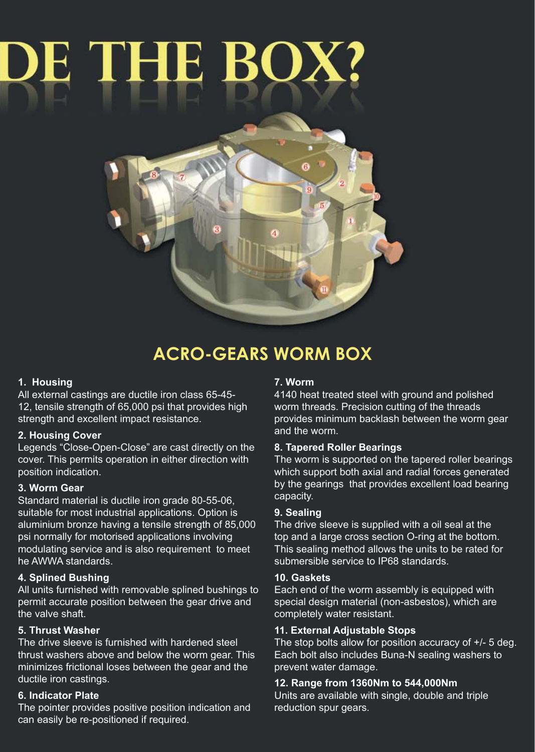# DE THE BOX?

## ACRO-GEARS WORM BOX

**1. Housing**

All external castings are ductile iron class 65-45-12, tensile strength of 65,000 psi that provides high strength and excellent impact resistance.

**2. Housing Cover**

Legends “Close-Open-Close” are cast directly on the cover. This permits operation in either direction with position indication.

**3. Worm Gear**

Standard material is ductile iron grade 80-55-06, suitable for most industrial applications. Option is aluminium bronze having a tensile strength of 85,000 psi normally for motorised applications involving modulating service and is also requirement to meet he AWWA standards.

**4. Splined Bushing**

All units furnished with removable splined bushings to permit accurate position between the gear drive and the valve shaft.

**5. Thrust Washer**

The drive sleeve is furnished with hardened steel thrust washers above and below the worm gear. This minimizes frictional loses between the gear and the ductile iron castings.

**6. Indicator Plate**

The pointer provides positive position indication and can easily be re-positioned if required.

**7. Worm**

4140 heat treated steel with ground and polished worm threads. Precision cutting of the threads provides minimum backlash between the worm gear and the worm.

**8. Tapered Roller Bearings**

The worm is supported on the tapered roller bearings which support both axial and radial forces generated by the gearings that provides excellent load bearing capacity.

**9. Sealing**

The drive sleeve is supplied with a oil seal at the top and a large cross section O-ring at the bottom. This sealing method allows the units to be rated for submersible service to IP68 standards.

**10. Gaskets**

Each end of the worm assembly is equipped with special design material (non-asbestos), which are completely water resistant.

**11. External Adjustable Stops**

The stop bolts allow for position accuracy of +/- 5 deg. Each bolt also includes Buna-N sealing washers to prevent water damage.

**12. Range from 1360Nm to 544,000Nm**

Units are available with single, double and triple reduction spur gears.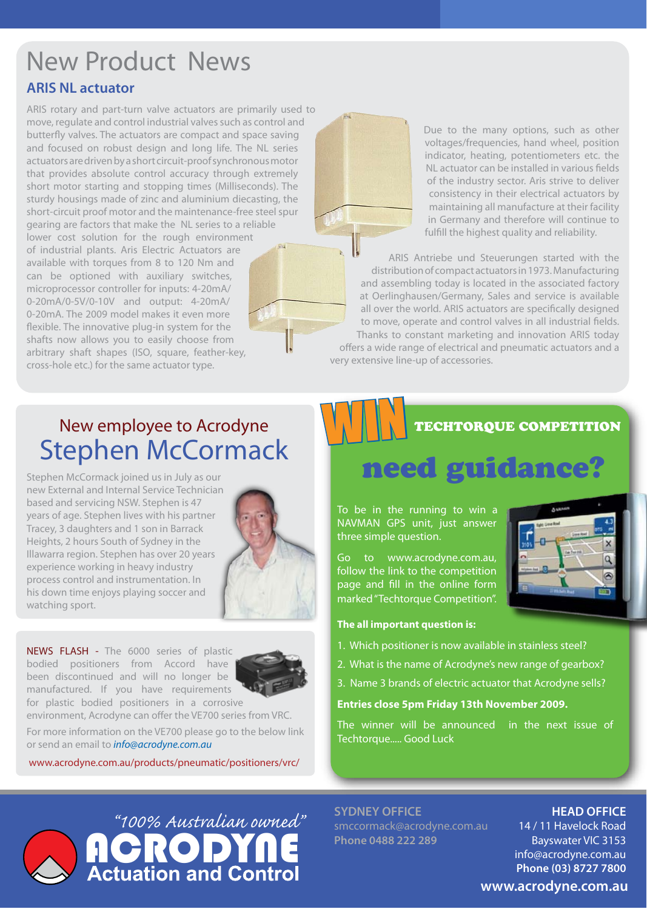# New Product News

## ARIS NL actuator

ARIS rotary and part-turn valve actuators are primarily used to move, regulate and control industrial valves such as control and butterfly valves. The actuators are compact and space saving and focused on robust design and long life. The NL series actuators are driven by a short circuit-proof synchronous motor that provides absolute control accuracy through extremely short motor starting and stopping times (Milliseconds). The sturdy housings made of zinc and aluminium diecasting, the short-circuit proof motor and the maintenance-free steel spur gearing are factors that make the NL series to a reliable lower cost solution for the rough environment of industrial plants. Aris Electric Actuators are available with torques from 8 to 120 Nm and can be optioned with auxiliary switches, microprocessor controller for inputs: 4-20mA/0-20mA/0-5V/0-10V and output: 4-20mA/0-20mA. The 2009 model makes it even more flexible. The innovative plug-in system for the shafts now allows you to easily choose from arbitrary shaft shapes (ISO, square, feather-key, cross-hole etc.) for the same actuator type.

Due to the many options, such as other voltages/frequencies, hand wheel, position indicator, heating, potentiometers etc. the NL actuator can be installed in various fields of the industry sector. Aris strive to deliver consistency in their electrical actuators by maintaining all manufacture at their facility in Germany and therefore will continue to fulfill the highest quality and reliability.

ARIS Antriebe und Steuerungen started with the distribution of compact actuators in 1973. Manufacturing and assembling today is located in the associated factory at Oerlinghausen/Germany, Sales and service is available all over the world. ARIS actuators are specifically designed to move, operate and control valves in all industrial fields. Thanks to constant marketing and innovation ARIS today offers a wide range of electrical and pneumatic actuators and a very extensive line-up of accessories.

## New employee to Acrodyne
## Stephen McCormack

Stephen McCormack joined us in July as our new External and Internal Service Technician based and servicing NSW. Stephen is 47 years of age. Stephen lives with his partner Tracey, 3 daughters and 1 son in Barrack Heights, 2 hours South of Sydney in the Illawarra region. Stephen has over 20 years experience working in heavy industry process control and instrumentation. In his down time enjoys playing soccer and watching sport.

NEWS FLASH - The 6000 series of plastic bodied positioners from Accord have been discontinued and will no longer be manufactured. If you have requirements for plastic bodied positioners in a corrosive environment, Acrodyne can offer the VE700 series from VRC.

For more information on the VE700 please go to the below link or send an email to *info@acrodyne.com.au*

www.acrodyne.com.au/products/pneumatic/positioners/vrc/

## WIN TECHTORQUE COMPETITION

## need guidance?

To be in the running to win a NAVMAN GPS unit, just answer three simple question.

Go to www.acrodyne.com.au, follow the link to the competition page and fill in the online form marked "Techtorque Competition".

**The all important question is:**

1. Which positioner is now available in stainless steel?
2. What is the name of Acrodyne's new range of gearbox?
3. Name 3 brands of electric actuator that Acrodyne sells?

**Entries close 5pm Friday 13th November 2009.**

The winner will be announced in the next issue of Techtorque..... Good Luck

"100% Australian owned"

ACRODYNE Actuation and Control

**SYDNEY OFFICE**
smccormack@acrodyne.com.au
Phone 0488 222 289

**HEAD OFFICE**
14 / 11 Havelock Road
Bayswater VIC 3153
info@acrodyne.com.au
Phone (03) 8727 7800

www.acrodyne.com.au